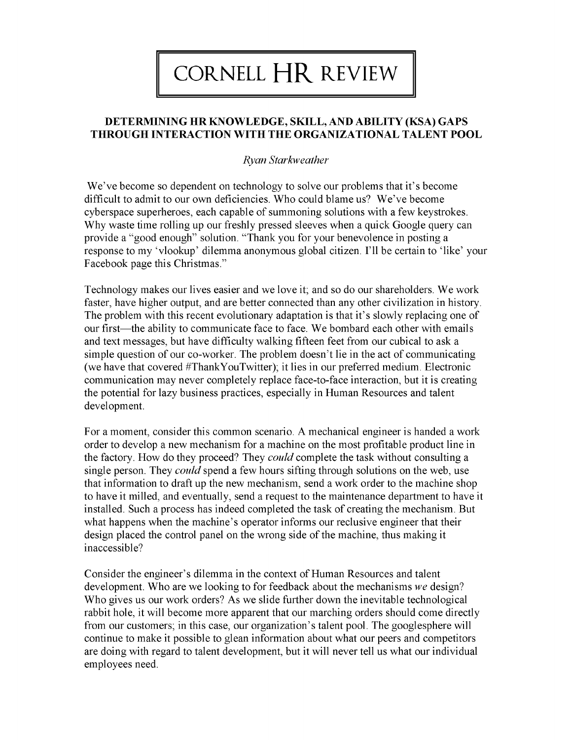# CORNELL HR REVIEW

## DETERMINING HR KNOWLEDGE, SKILL, AND ABILITY (KSA) GAPS THROUGH INTERACTION WITH THE ORGANIZATIONAL TALENT POOL

*Ryan Starkweather*

We've become so dependent on technology to solve our problems that it's become difficult to admit to our own deficiencies. Who could blame us? We've become cyberspace superheroes, each capable of summoning solutions with a few keystrokes. Why waste time rolling up our freshly pressed sleeves when a quick Google query can provide a "good enough" solution. "Thank you for your benevolence in posting a response to my 'vlookup' dilemma anonymous global citizen. I'll be certain to 'like' your Facebook page this Christmas."

Technology makes our lives easier and we love it; and so do our shareholders. We work faster, have higher output, and are better connected than any other civilization in history. The problem with this recent evolutionary adaptation is that it's slowly replacing one of our first—the ability to communicate face to face. We bombard each other with emails and text messages, but have difficulty walking fifteen feet from our cubical to ask a simple question of our co-worker. The problem doesn't lie in the act of communicating (we have that covered #ThankYouTwitter); it lies in our preferred medium. Electronic communication may never completely replace face-to-face interaction, but it is creating the potential for lazy business practices, especially in Human Resources and talent development.

For a moment, consider this common scenario. A mechanical engineer is handed a work order to develop a new mechanism for a machine on the most profitable product line in the factory. How do they proceed? They *could* complete the task without consulting a single person. They *could* spend a few hours sifting through solutions on the web, use that information to draft up the new mechanism, send a work order to the machine shop to have it milled, and eventually, send a request to the maintenance department to have it installed. Such a process has indeed completed the task of creating the mechanism. But what happens when the machine's operator informs our reclusive engineer that their design placed the control panel on the wrong side of the machine, thus making it inaccessible?

Consider the engineer's dilemma in the context of Human Resources and talent development. Who are we looking to for feedback about the mechanisms *we* design? Who gives us our work orders? As we slide further down the inevitable technological rabbit hole, it will become more apparent that our marching orders should come directly from our customers; in this case, our organization's talent pool. The googlesphere will continue to make it possible to glean information about what our peers and competitors are doing with regard to talent development, but it will never tell us what our individual employees need.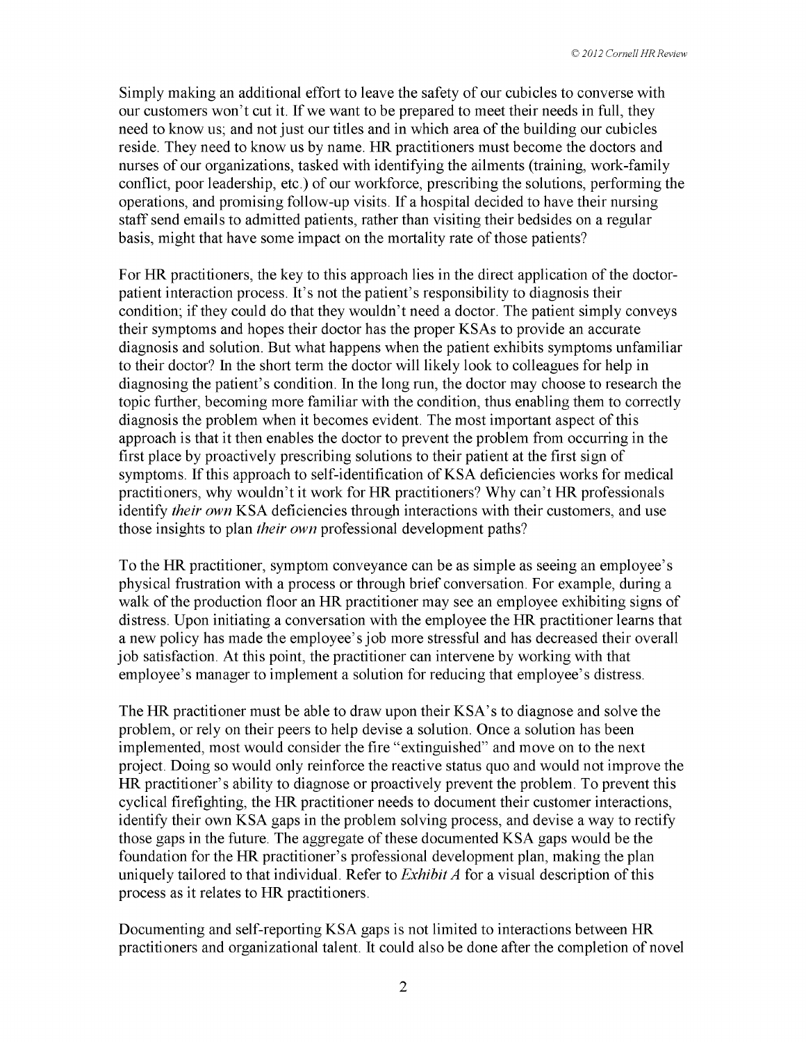Simply making an additional effort to leave the safety of our cubicles to converse with our customers won't cut it. If we want to be prepared to meet their needs in full, they need to know us; and not just our titles and in which area of the building our cubicles reside. They need to know us by name. HR practitioners must become the doctors and nurses of our organizations, tasked with identifying the ailments (training, work-family conflict, poor leadership, etc.) of our workforce, prescribing the solutions, performing the operations, and promising follow-up visits. If a hospital decided to have their nursing staff send emails to admitted patients, rather than visiting their bedsides on a regular basis, might that have some impact on the mortality rate of those patients?

For HR practitioners, the key to this approach lies in the direct application of the doctor-patient interaction process. It's not the patient's responsibility to diagnosis their condition; if they could do that they wouldn't need a doctor. The patient simply conveys their symptoms and hopes their doctor has the proper KSAs to provide an accurate diagnosis and solution. But what happens when the patient exhibits symptoms unfamiliar to their doctor? In the short term the doctor will likely look to colleagues for help in diagnosing the patient's condition. In the long run, the doctor may choose to research the topic further, becoming more familiar with the condition, thus enabling them to correctly diagnosis the problem when it becomes evident. The most important aspect of this approach is that it then enables the doctor to prevent the problem from occurring in the first place by proactively prescribing solutions to their patient at the first sign of symptoms. If this approach to self-identification of KSA deficiencies works for medical practitioners, why wouldn't it work for HR practitioners? Why can't HR professionals identify *their own* KSA deficiencies through interactions with their customers, and use those insights to plan *their own* professional development paths?

To the HR practitioner, symptom conveyance can be as simple as seeing an employee's physical frustration with a process or through brief conversation. For example, during a walk of the production floor an HR practitioner may see an employee exhibiting signs of distress. Upon initiating a conversation with the employee the HR practitioner learns that a new policy has made the employee's job more stressful and has decreased their overall job satisfaction. At this point, the practitioner can intervene by working with that employee's manager to implement a solution for reducing that employee's distress.

The HR practitioner must be able to draw upon their KSA's to diagnose and solve the problem, or rely on their peers to help devise a solution. Once a solution has been implemented, most would consider the fire "extinguished" and move on to the next project. Doing so would only reinforce the reactive status quo and would not improve the HR practitioner's ability to diagnose or proactively prevent the problem. To prevent this cyclical firefighting, the HR practitioner needs to document their customer interactions, identify their own KSA gaps in the problem solving process, and devise a way to rectify those gaps in the future. The aggregate of these documented KSA gaps would be the foundation for the HR practitioner's professional development plan, making the plan uniquely tailored to that individual. Refer to *Exhibit A* for a visual description of this process as it relates to HR practitioners.

Documenting and self-reporting KSA gaps is not limited to interactions between HR practitioners and organizational talent. It could also be done after the completion of novel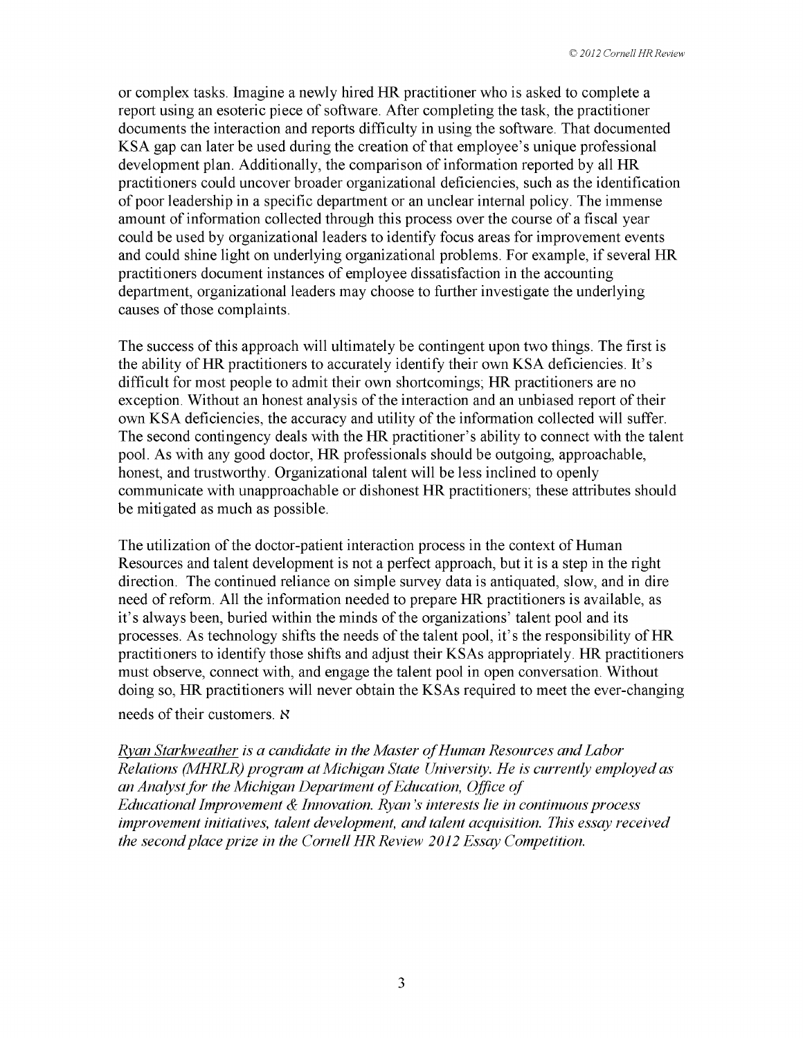or complex tasks. Imagine a newly hired HR practitioner who is asked to complete a report using an esoteric piece of software. After completing the task, the practitioner documents the interaction and reports difficulty in using the software. That documented KSA gap can later be used during the creation of that employee's unique professional development plan. Additionally, the comparison of information reported by all HR practitioners could uncover broader organizational deficiencies, such as the identification of poor leadership in a specific department or an unclear internal policy. The immense amount of information collected through this process over the course of a fiscal year could be used by organizational leaders to identify focus areas for improvement events and could shine light on underlying organizational problems. For example, if several HR practitioners document instances of employee dissatisfaction in the accounting department, organizational leaders may choose to further investigate the underlying causes of those complaints.

The success of this approach will ultimately be contingent upon two things. The first is the ability of HR practitioners to accurately identify their own KSA deficiencies. It's difficult for most people to admit their own shortcomings; HR practitioners are no exception. Without an honest analysis of the interaction and an unbiased report of their own KSA deficiencies, the accuracy and utility of the information collected will suffer. The second contingency deals with the HR practitioner's ability to connect with the talent pool. As with any good doctor, HR professionals should be outgoing, approachable, honest, and trustworthy. Organizational talent will be less inclined to openly communicate with unapproachable or dishonest HR practitioners; these attributes should be mitigated as much as possible.

The utilization of the doctor-patient interaction process in the context of Human Resources and talent development is not a perfect approach, but it is a step in the right direction. The continued reliance on simple survey data is antiquated, slow, and in dire need of reform. All the information needed to prepare HR practitioners is available, as it's always been, buried within the minds of the organizations' talent pool and its processes. As technology shifts the needs of the talent pool, it's the responsibility of HR practitioners to identify those shifts and adjust their KSAs appropriately. HR practitioners must observe, connect with, and engage the talent pool in open conversation. Without doing so, HR practitioners will never obtain the KSAs required to meet the ever-changing needs of their customers. ℵ

*Ryan Starkweather is a candidate in the Master of Human Resources and Labor Relations (MHRLR) program at Michigan State University. He is currently employed as an Analyst for the Michigan Department of Education, Office of Educational Improvement & Innovation. Ryan's interests lie in continuous process improvement initiatives, talent development, and talent acquisition. This essay received the second place prize in the Cornell HR Review 2012 Essay Competition.*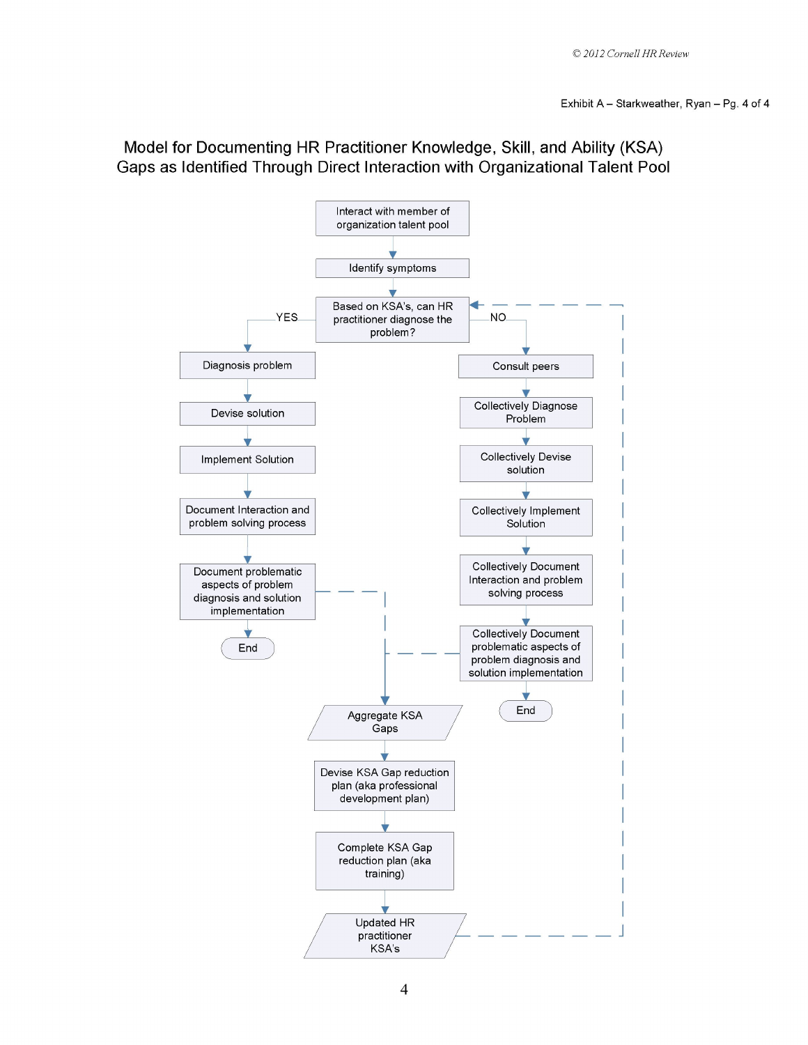Exhibit A – Starkweather, Ryan – Pg. 4 of 4

# Model for Documenting HR Practitioner Knowledge, Skill, and Ability (KSA) Gaps as Identified Through Direct Interaction with Organizational Talent Pool

Interact with member of organization talent pool

Identify symptoms

Based on KSA's, can HR practitioner diagnose the problem?

YES

NO

Diagnosis problem

Devise solution

Implement Solution

Document Interaction and problem solving process

Document problematic aspects of problem diagnosis and solution implementation

End

Consult peers

Collectively Diagnose Problem

Collectively Devise solution

Collectively Implement Solution

Collectively Document Interaction and problem solving process

Collectively Document problematic aspects of problem diagnosis and solution implementation

End

Aggregate KSA Gaps

Devise KSA Gap reduction plan (aka professional development plan)

Complete KSA Gap reduction plan (aka training)

Updated HR practitioner KSA's